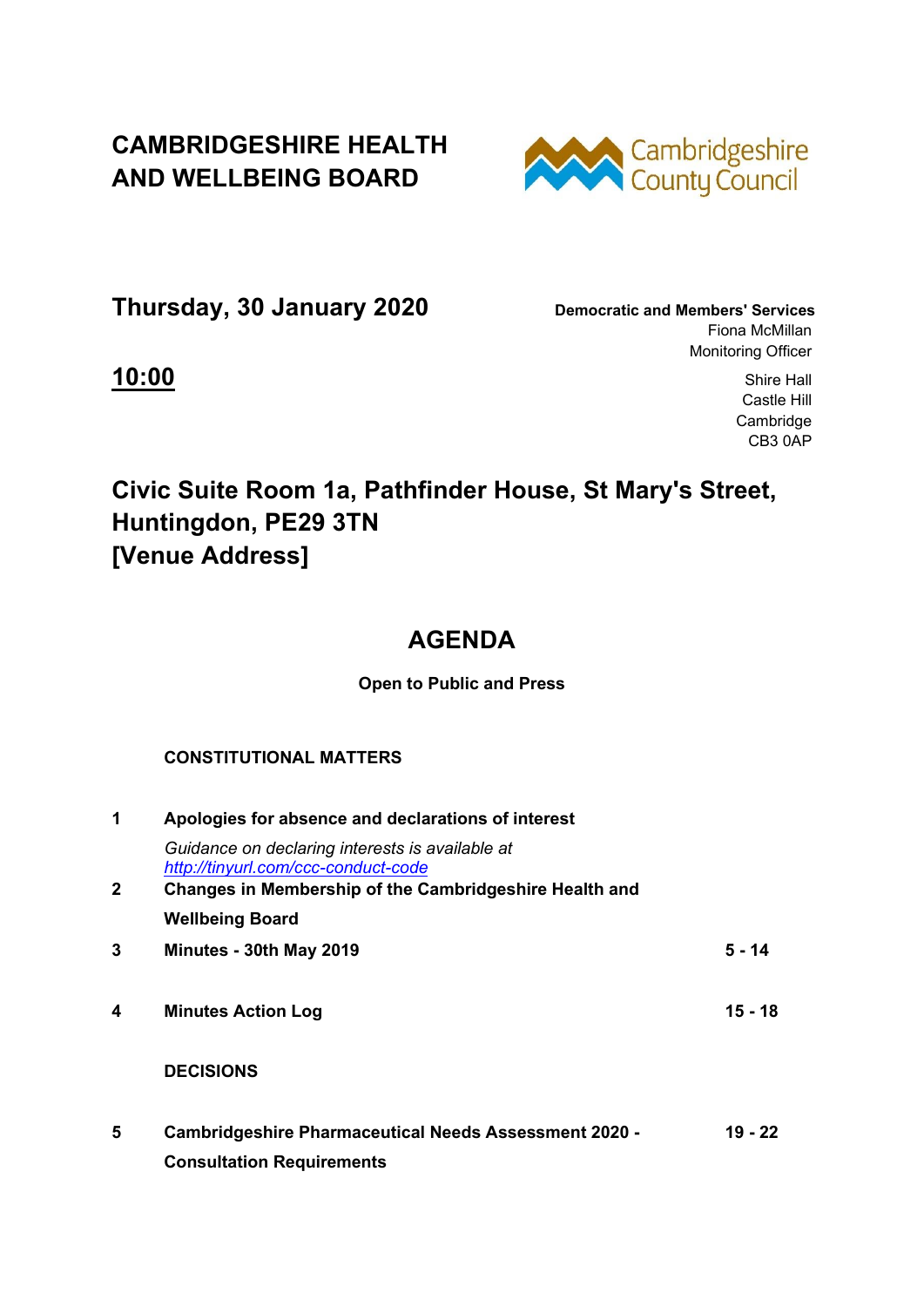# CAMBRIDGESHIRE HEALTH AND WELLBEING BOARD

Cambridgeshire County Council

**Thursday, 30 January 2020**

**Democratic and Members' Services**
Fiona McMillan
Monitoring Officer

**10:00**

Shire Hall
Castle Hill
Cambridge
CB3 0AP

## Civic Suite Room 1a, Pathfinder House, St Mary's Street, Huntingdon, PE29 3TN [Venue Address]

## AGENDA

**Open to Public and Press**

**CONSTITUTIONAL MATTERS**

| | | |
|---|---|---|
| **1** | **Apologies for absence and declarations of interest**<br>*Guidance on declaring interests is available at* *http://tinyurl.com/ccc-conduct-code* | |
| **2** | **Changes in Membership of the Cambridgeshire Health and Wellbeing Board** | |
| **3** | **Minutes - 30th May 2019** | **5 - 14** |
| **4** | **Minutes Action Log** | **15 - 18** |

**DECISIONS**

| | | |
|---|---|---|
| **5** | **Cambridgeshire Pharmaceutical Needs Assessment 2020 - Consultation Requirements** | **19 - 22** |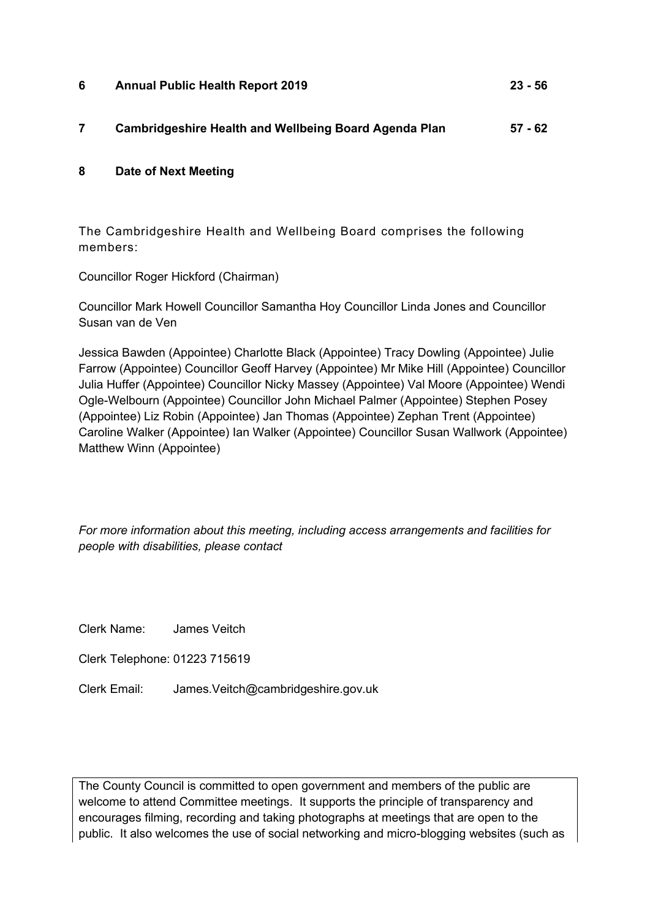| | | |
|---|---|---|
| **6** | **Annual Public Health Report 2019** | **23 - 56** |
| **7** | **Cambridgeshire Health and Wellbeing Board Agenda Plan** | **57 - 62** |
| **8** | **Date of Next Meeting** | |

The Cambridgeshire Health and Wellbeing Board comprises the following members:

Councillor Roger Hickford (Chairman)

Councillor Mark Howell Councillor Samantha Hoy Councillor Linda Jones and Councillor Susan van de Ven

Jessica Bawden (Appointee) Charlotte Black (Appointee) Tracy Dowling (Appointee) Julie Farrow (Appointee) Councillor Geoff Harvey (Appointee) Mr Mike Hill (Appointee) Councillor Julia Huffer (Appointee) Councillor Nicky Massey (Appointee) Val Moore (Appointee) Wendi Ogle-Welbourn (Appointee) Councillor John Michael Palmer (Appointee) Stephen Posey (Appointee) Liz Robin (Appointee) Jan Thomas (Appointee) Zephan Trent (Appointee) Caroline Walker (Appointee) Ian Walker (Appointee) Councillor Susan Wallwork (Appointee) Matthew Winn (Appointee)

*For more information about this meeting, including access arrangements and facilities for people with disabilities, please contact*

Clerk Name: James Veitch

Clerk Telephone: 01223 715619

Clerk Email: James.Veitch@cambridgeshire.gov.uk

The County Council is committed to open government and members of the public are welcome to attend Committee meetings. It supports the principle of transparency and encourages filming, recording and taking photographs at meetings that are open to the public. It also welcomes the use of social networking and micro-blogging websites (such as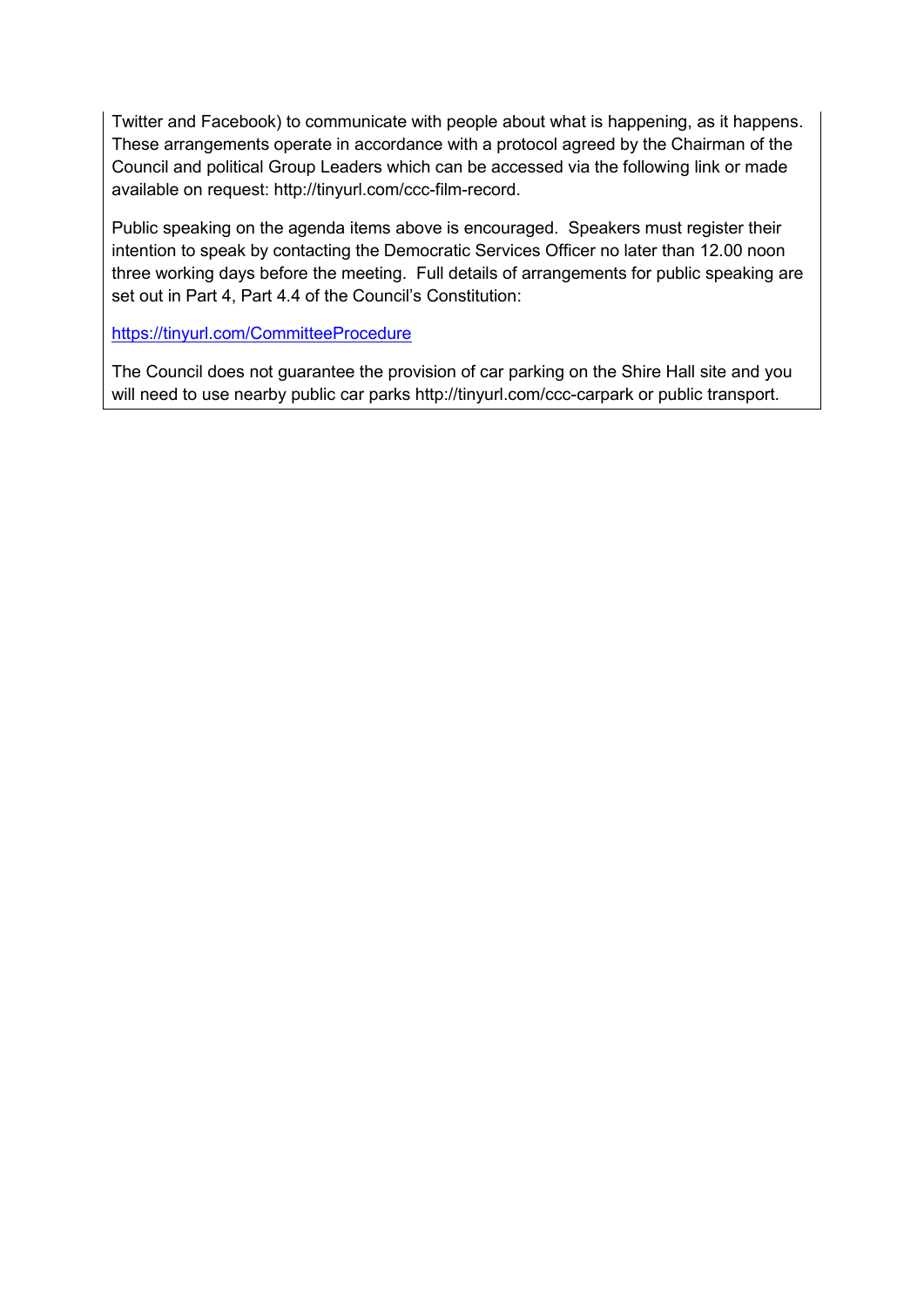Twitter and Facebook) to communicate with people about what is happening, as it happens. These arrangements operate in accordance with a protocol agreed by the Chairman of the Council and political Group Leaders which can be accessed via the following link or made available on request: http://tinyurl.com/ccc-film-record.

Public speaking on the agenda items above is encouraged. Speakers must register their intention to speak by contacting the Democratic Services Officer no later than 12.00 noon three working days before the meeting. Full details of arrangements for public speaking are set out in Part 4, Part 4.4 of the Council's Constitution:

https://tinyurl.com/CommitteeProcedure

The Council does not guarantee the provision of car parking on the Shire Hall site and you will need to use nearby public car parks http://tinyurl.com/ccc-carpark or public transport.